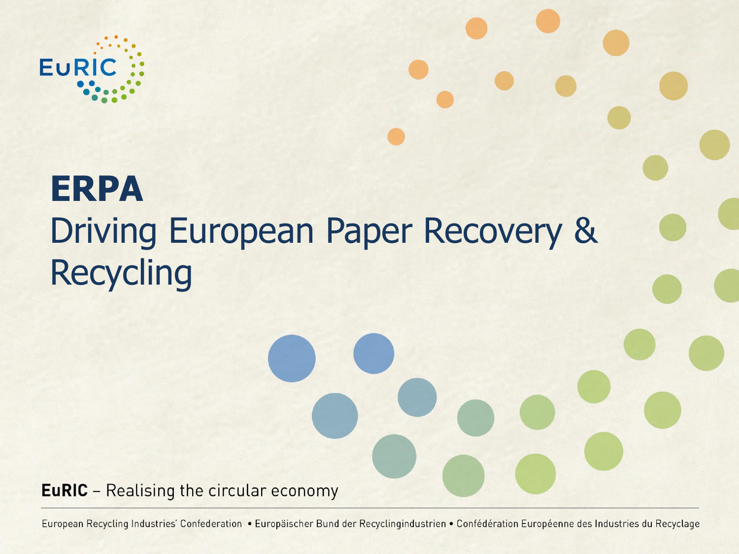# ERPA

## Driving European Paper Recovery & Recycling

**EuRIC** – Realising the circular economy

European Recycling Industries' Confederation • Europäischer Bund der Recyclingindustrien • Confédération Européenne des Industries du Recyclage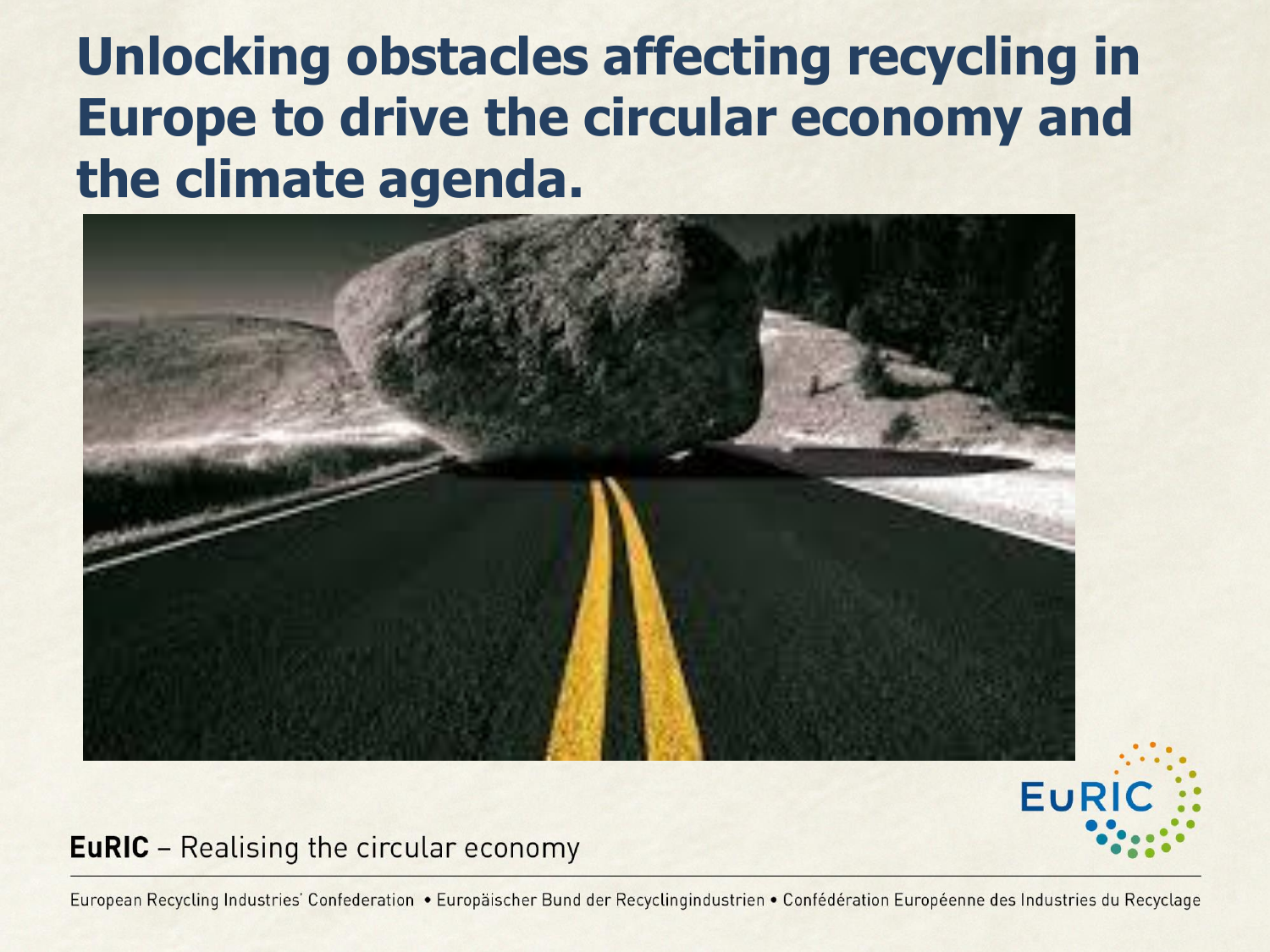# Unlocking obstacles affecting recycling in Europe to drive the circular economy and the climate agenda.

**EuRIC** – Realising the circular economy

European Recycling Industries' Confederation • Europäischer Bund der Recyclingindustrien • Confédération Européenne des Industries du Recyclage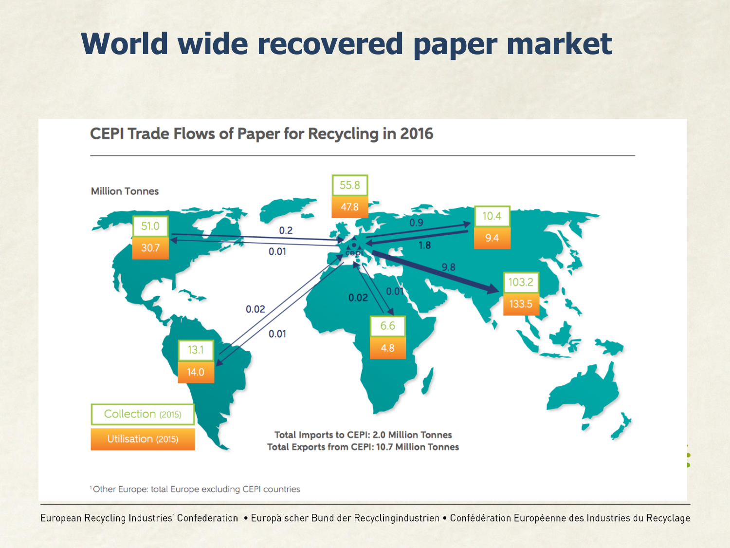# World wide recovered paper market

## CEPI Trade Flows of Paper for Recycling in 2016

Million Tonnes

| Region | Collection (2015) | Utilisation (2015) |
| --- | --- | --- |
| North America | 51.0 | 30.7 |
| CEPI (Europe) | 55.8 | 47.8 |
| Russia / Other Europe | 10.4 | 9.4 |
| Asia | 103.2 | 133.5 |
| Africa | 6.6 | 4.8 |
| Latin America | 13.1 | 14.0 |

Trade flows:

- North America → CEPI: 0.2
- CEPI → North America: 0.01
- CEPI → Russia / Other Europe: 0.9
- Russia / Other Europe → CEPI: 1.8
- CEPI → Asia: 9.8
- Africa → CEPI: 0.02
- CEPI → Africa: 0.01
- Latin America → CEPI: 0.02
- CEPI → Latin America: 0.01

**Total Imports to CEPI: 2.0 Million Tonns**
**Total Exports from CEPI: 10.7 Million Tonnes**

[1] Other Europe: total Europe excluding CEPI countries

European Recycling Industries' Confederation • Europäischer Bund der Recyclingindustrien • Confédération Européenne des Industries du Recyclage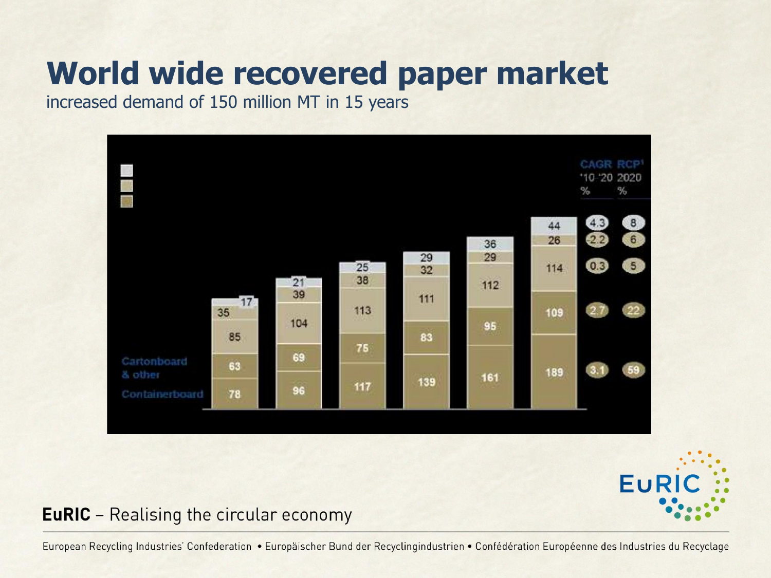# World wide recovered paper market

increased demand of 150 million MT in 15 years

|  | Bar 1 | Bar 2 | Bar 3 | Bar 4 | Bar 5 | Bar 6 | CAGR '10 '20 % | RCP[1] 2020 % |
|---|---|---|---|---|---|---|---|---|
|  | 17 | 21 | 25 | 29 | 36 | 44 | 4.3 | 8 |
|  | 35 | 39 | 38 | 32 | 29 | 26 | -2.2 | 6 |
|  | 85 | 104 | 113 | 111 | 112 | 114 | 0.3 | 5 |
| Cartonboard & other | 63 | 69 | 75 | 83 | 95 | 109 | 2.7 | 22 |
| Containerboard | 78 | 96 | 117 | 139 | 161 | 189 | 3.1 | 59 |

**EuRIC** – Realising the circular economy

European Recycling Industries' Confederation • Europäischer Bund der Recyclingindustrien • Confédération Européenne des Industries du Recyclage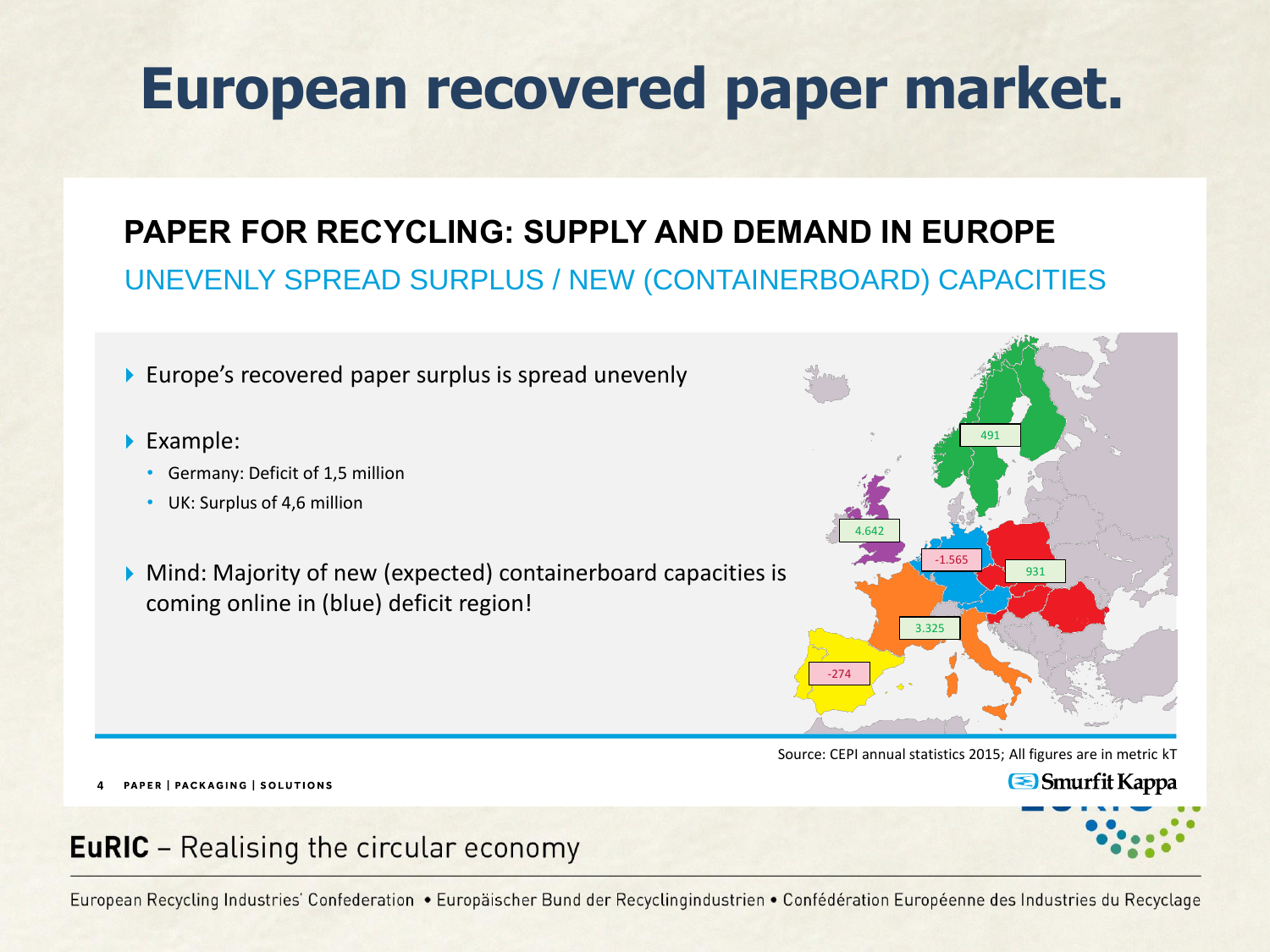# European recovered paper market.

## PAPER FOR RECYCLING: SUPPLY AND DEMAND IN EUROPE

### UNEVENLY SPREAD SURPLUS / NEW (CONTAINERBOARD) CAPACITIES

- Europe's recovered paper surplus is spread unevenly
- Example:
  - Germany: Deficit of 1,5 million
  - UK: Surplus of 4,6 million
- Mind: Majority of new (expected) containerboard capacities is coming online in (blue) deficit region!

491

4.642

-1.565

931

3.325

-274

Source: CEPI annual statistics 2015; All figures are in metric kT

PAPER | PACKAGING | SOLUTIONS

Smurfit Kappa

**EuRIC** – Realising the circular economy

European Recycling Industries' Confederation • Europäischer Bund der Recyclingindustrien • Confédération Européenne des Industries du Recyclage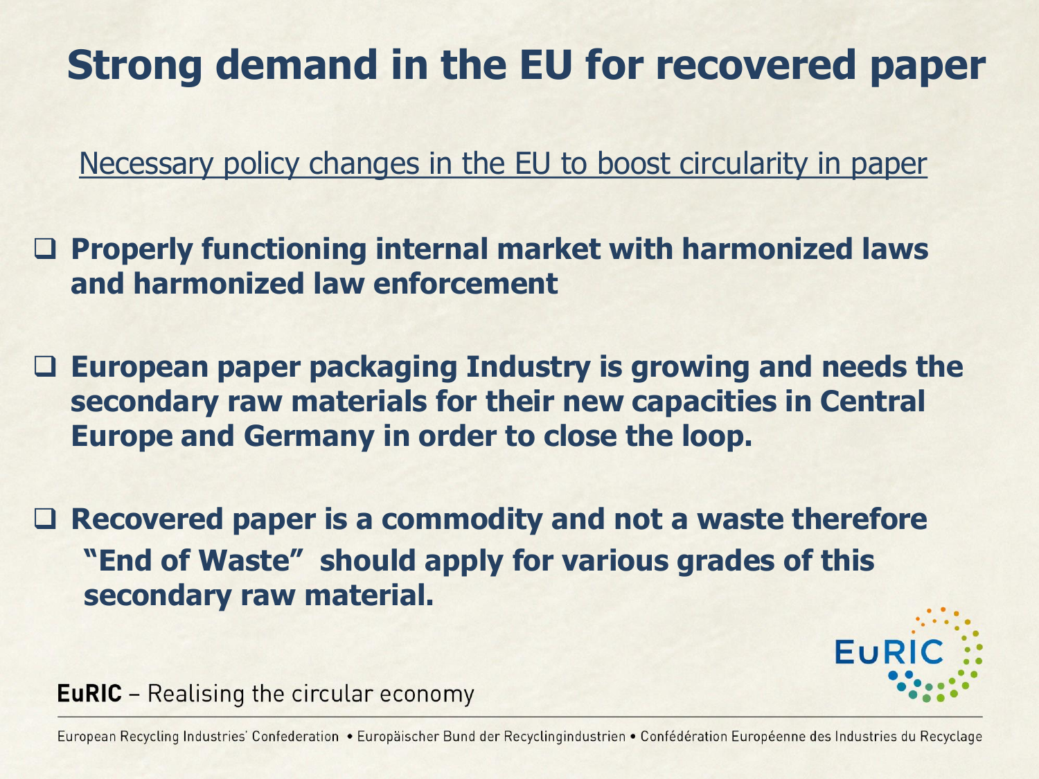# Strong demand in the EU for recovered paper

Necessary policy changes in the EU to boost circularity in paper

- **Properly functioning internal market with harmonized laws and harmonized law enforcement**
- **European paper packaging Industry is growing and needs the secondary raw materials for their new capacities in Central Europe and Germany in order to close the loop.**
- **Recovered paper is a commodity and not a waste therefore "End of Waste" should apply for various grades of this secondary raw material.**

**EuRIC** – Realising the circular economy

European Recycling Industries' Confederation • Europäischer Bund der Recyclingindustrien • Confédération Européenne des Industries du Recyclage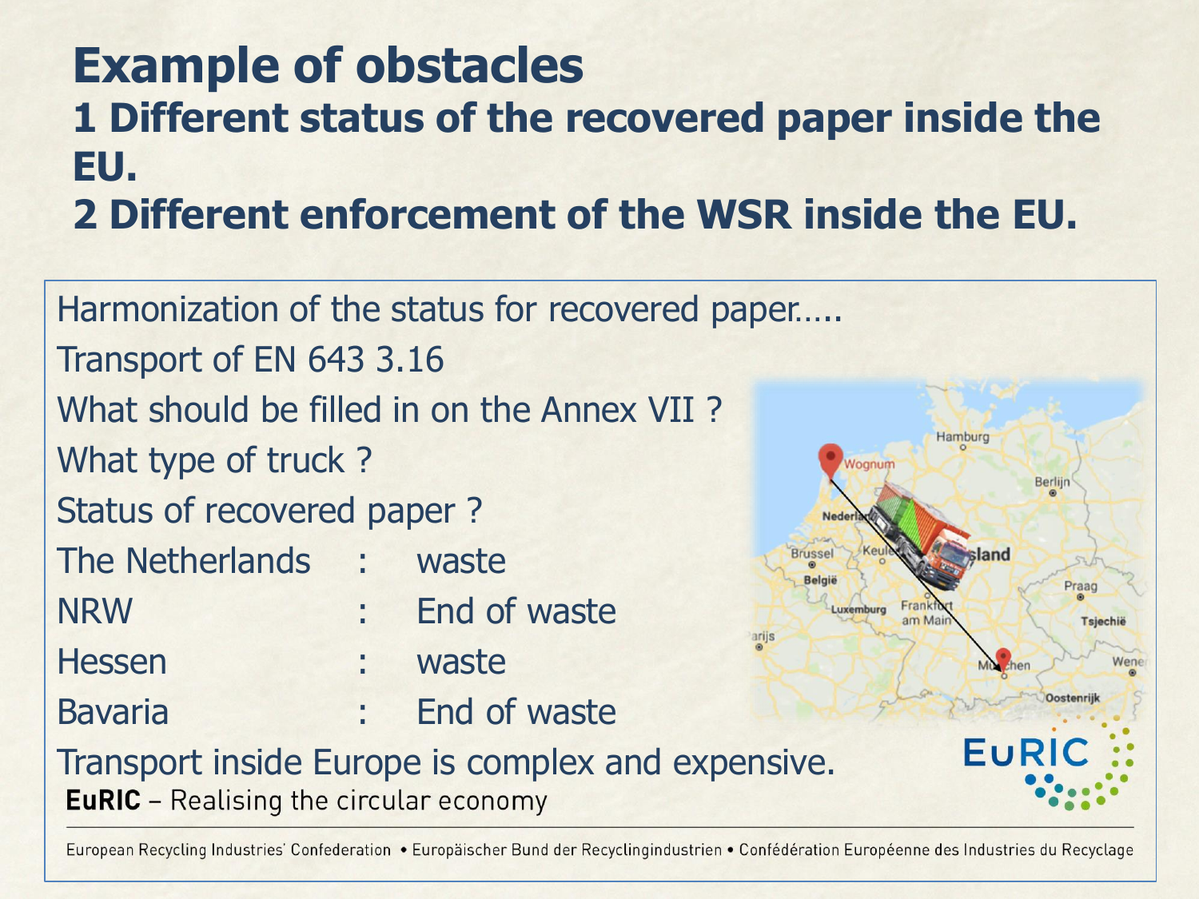# Example of obstacles

## 1 Different status of the recovered paper inside the EU.

## 2 Different enforcement of the WSR inside the EU.

Harmonization of the status for recovered paper.....

Transport of EN 643 3.16

What should be filled in on the Annex VII ?

What type of truck ?

Status of recovered paper ?

| | | |
|---|---|---|
| The Netherlands | : | waste |
| NRW | : | End of waste |
| Hessen | : | waste |
| Bavaria | : | End of waste |

Transport inside Europe is complex and expensive.

**EuRIC** – Realising the circular economy

European Recycling Industries' Confederation • Europäischer Bund der Recyclingindustrien • Confédération Européenne des Industries du Recyclage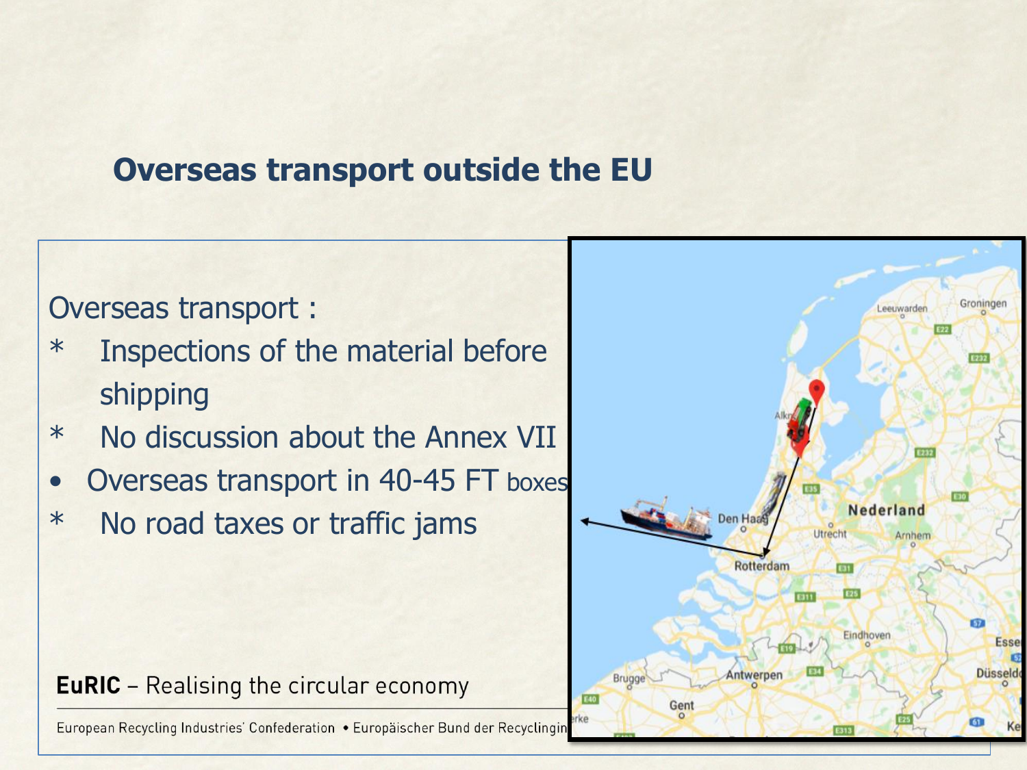## Overseas transport outside the EU

Overseas transport :

* Inspections of the material before shipping
* No discussion about the Annex VII

- Overseas transport in 40-45 FT boxes

* No road taxes or traffic jams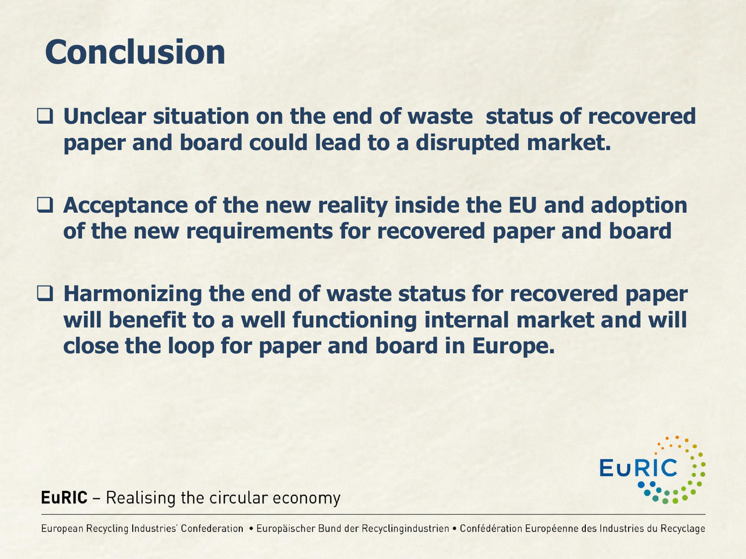# Conclusion

- **Unclear situation on the end of waste status of recovered paper and board could lead to a disrupted market.**

- **Acceptance of the new reality inside the EU and adoption of the new requirements for recovered paper and board**

- **Harmonizing the end of waste status for recovered paper will benefit to a well functioning internal market and will close the loop for paper and board in Europe.**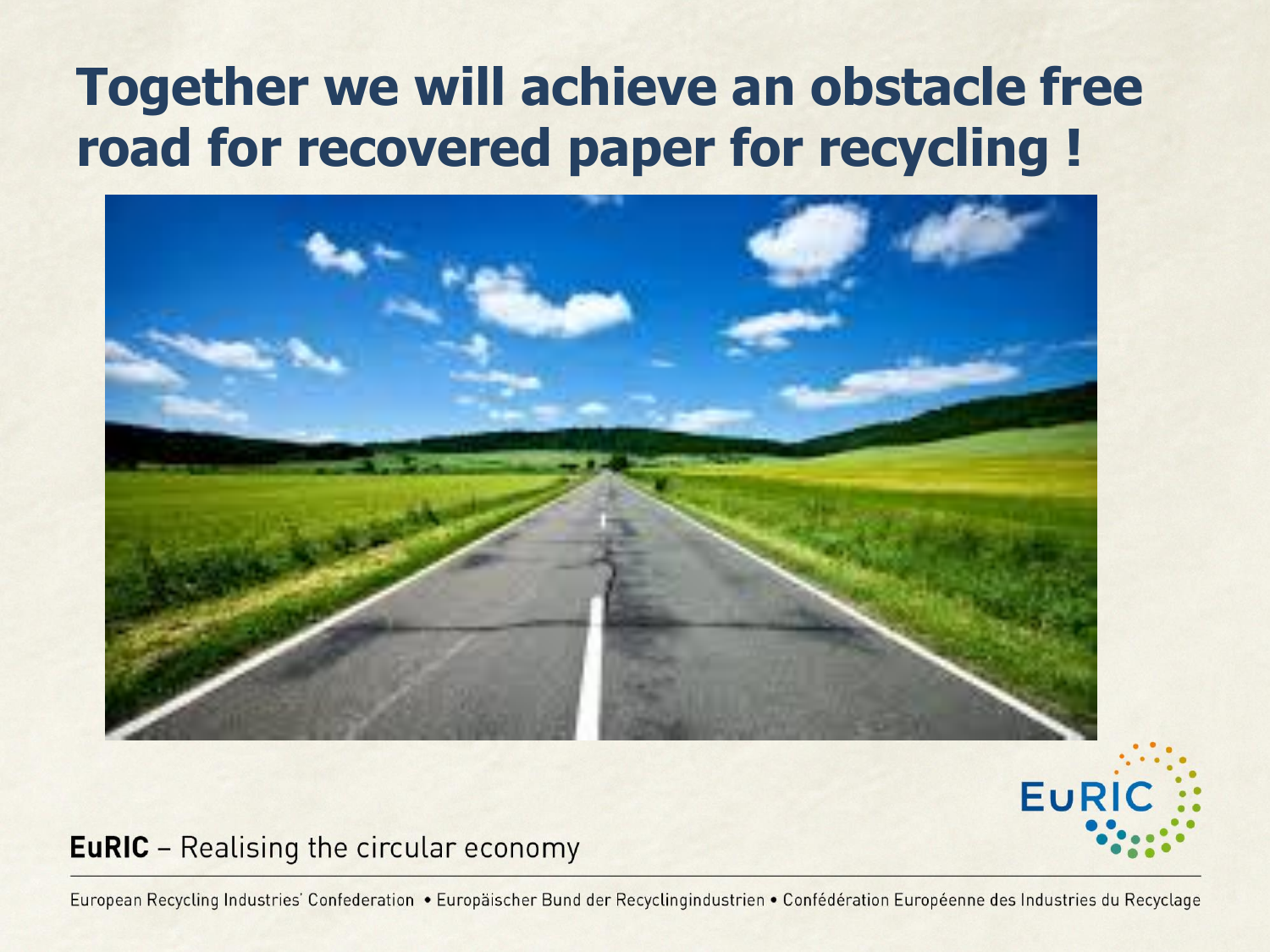# Together we will achieve an obstacle free road for recovered paper for recycling !

**EuRIC** – Realising the circular economy

European Recycling Industries' Confederation • Europäischer Bund der Recyclingindustrien • Confédération Européenne des Industries du Recyclage